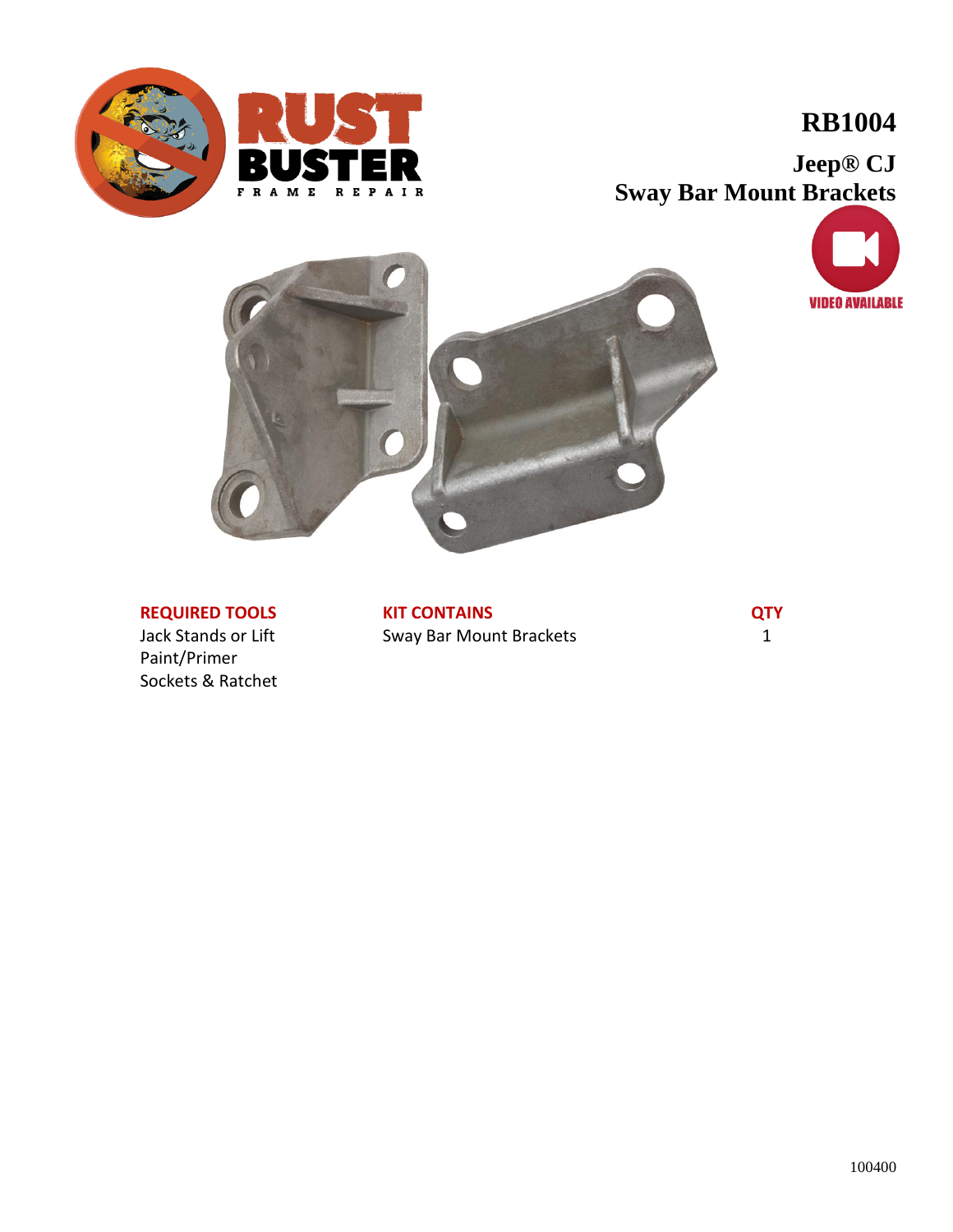# RB1004

## Jeep® CJ
## Sway Bar Mount Brackets

VIDEO AVAILABLE

| REQUIRED TOOLS | KIT CONTAINS | QTY |
|---|---|---|
| Jack Stands or Lift | Sway Bar Mount Brackets | 1 |
| Paint/Primer | | |
| Sockets & Ratchet | | |

100400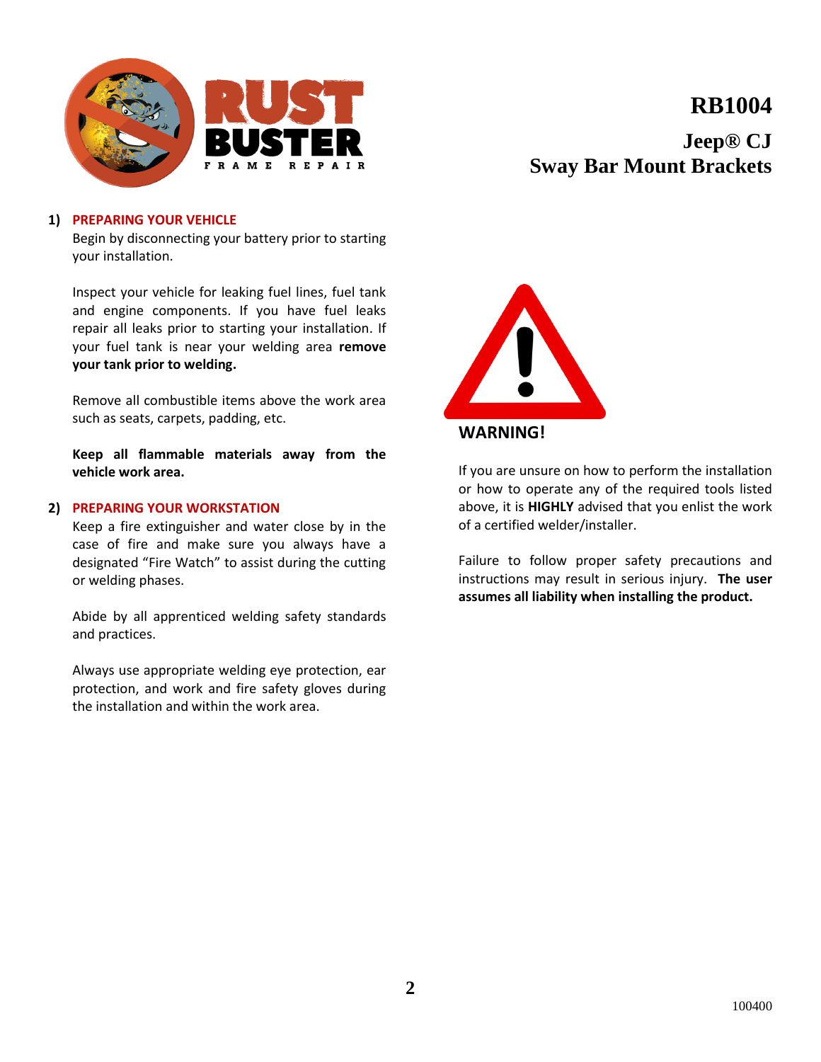# RB1004

## Jeep® CJ
## Sway Bar Mount Brackets

1) **PREPARING YOUR VEHICLE**

   Begin by disconnecting your battery prior to starting your installation.

   Inspect your vehicle for leaking fuel lines, fuel tank and engine components. If you have fuel leaks repair all leaks prior to starting your installation. If your fuel tank is near your welding area **remove your tank prior to welding.**

   Remove all combustible items above the work area such as seats, carpets, padding, etc.

   **Keep all flammable materials away from the vehicle work area.**

2) **PREPARING YOUR WORKSTATION**

   Keep a fire extinguisher and water close by in the case of fire and make sure you always have a designated "Fire Watch" to assist during the cutting or welding phases.

   Abide by all apprenticed welding safety standards and practices.

   Always use appropriate welding eye protection, ear protection, and work and fire safety gloves during the installation and within the work area.

**WARNING!**

If you are unsure on how to perform the installation or how to operate any of the required tools listed above, it is **HIGHLY** advised that you enlist the work of a certified welder/installer.

Failure to follow proper safety precautions and instructions may result in serious injury. **The user assumes all liability when installing the product.**

100400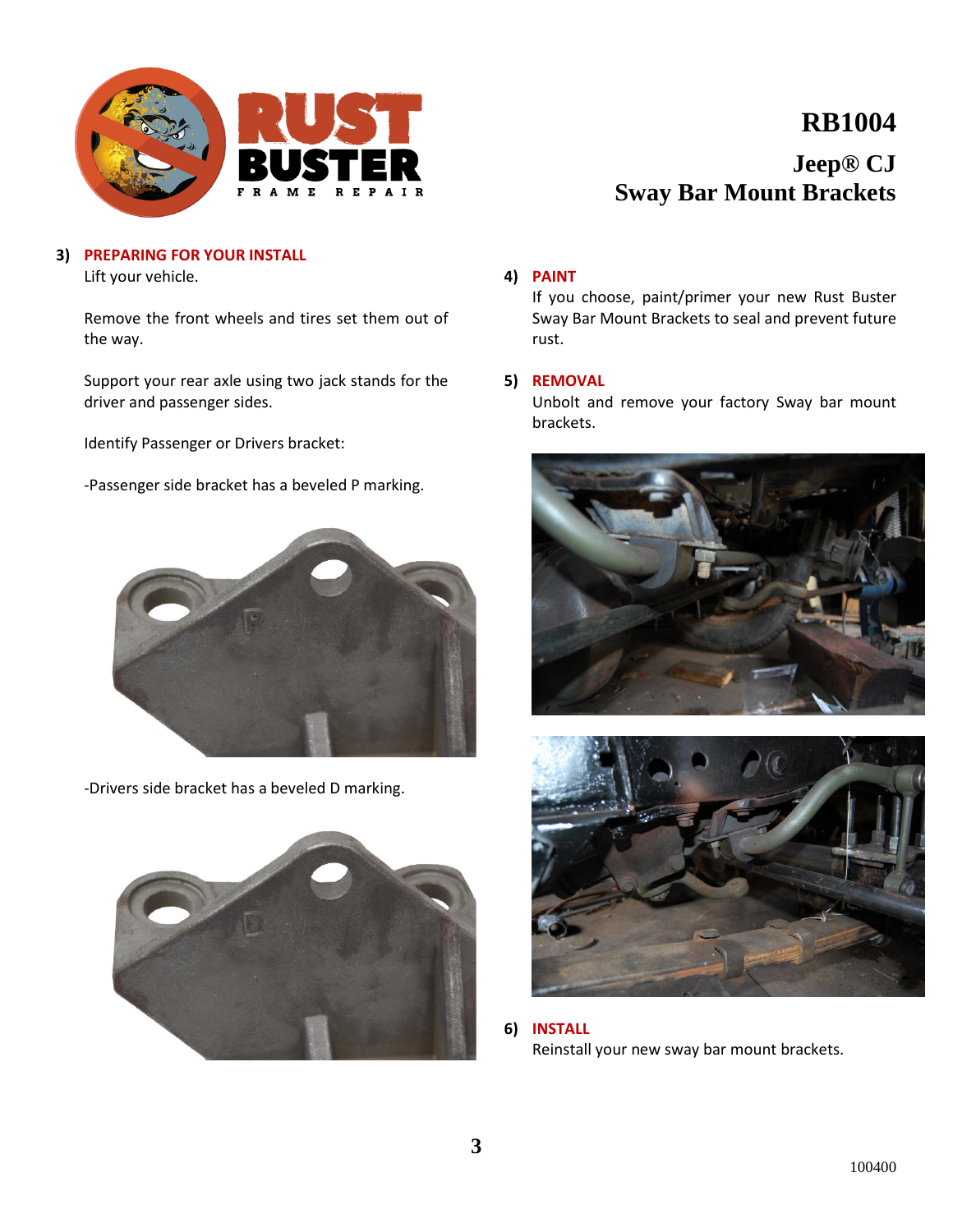# RB1004

## Jeep® CJ
## Sway Bar Mount Brackets

### 3) PREPARING FOR YOUR INSTALL

Lift your vehicle.

Remove the front wheels and tires set them out of the way.

Support your rear axle using two jack stands for the driver and passenger sides.

Identify Passenger or Drivers bracket:

-Passenger side bracket has a beveled P marking.

-Drivers side bracket has a beveled D marking.

### 4) PAINT

If you choose, paint/primer your new Rust Buster Sway Bar Mount Brackets to seal and prevent future rust.

### 5) REMOVAL

Unbolt and remove your factory Sway bar mount brackets.

### 6) INSTALL

Reinstall your new sway bar mount brackets.

100400